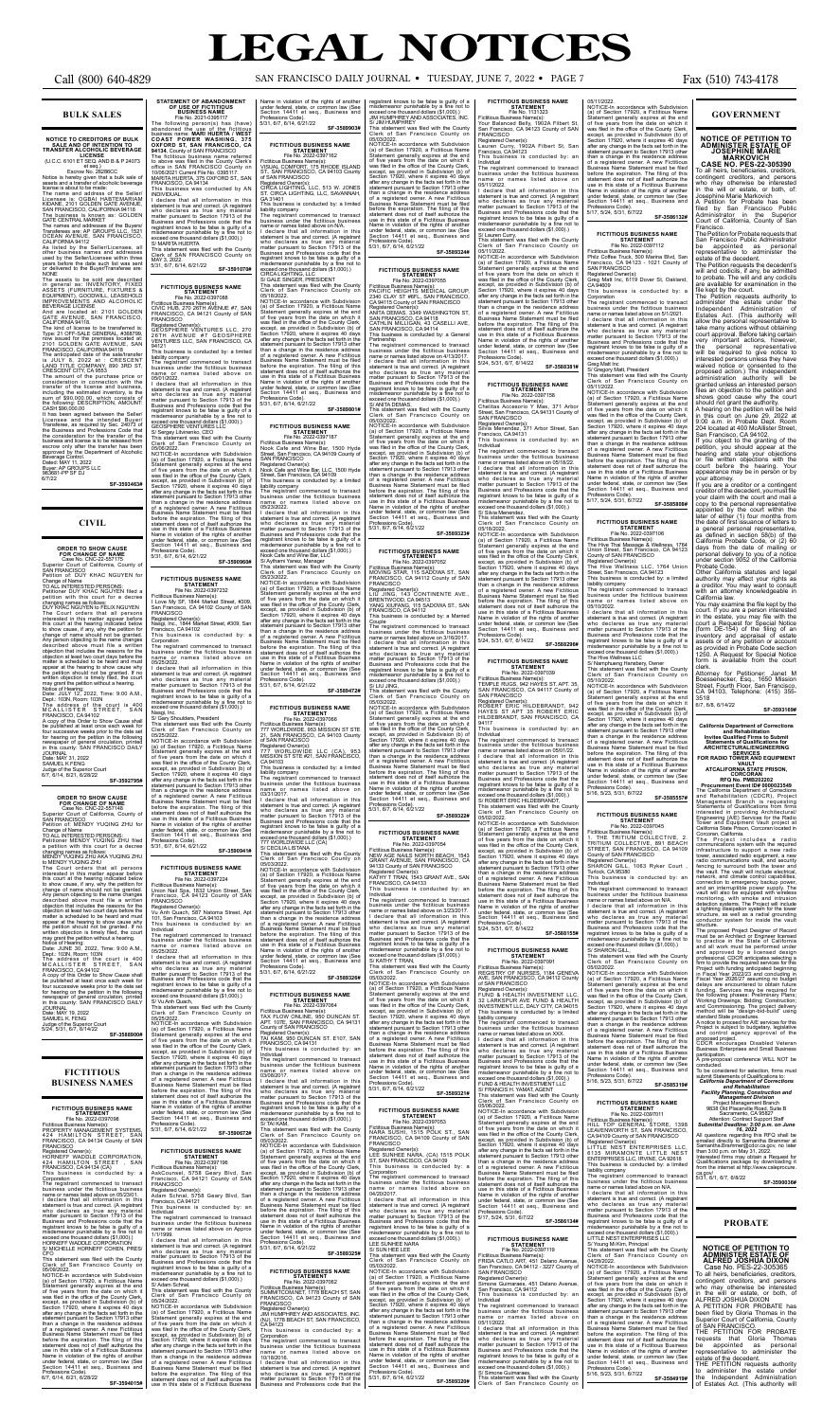# LEGAL NOTICES

## BULK SALES

**NOTICE TO CREDITORS OF BULK SALE AND OF INTENTION TO TRANSFER ALCOHOLIC BEVERAGE LICENSE**
(U.C.C. 6101 ET SEQ. AND B & P 24073 et seq.)
Escrow No. 29396CC

Notice is hereby given that a bulk sale of assets and a transfer of alcoholic beverage license is about to be made.

The name and address of the Seller/Licensee are: HAILE KEBEDE and HANA KIDANE, 2101 GOLDEN GATE AVENUE, SAN FRANCISCO, CALIFORNIA 94115

The business is known as: GOLDEN GATE CENTRAL MARKET

The names and address of the Buyer/Transferee are: AP GROUPS LLC, 1521 OCEAN AVENUE, SAN FRANCISCO, CALIFORNIA 94112

As listed by the Seller/Licensee, all other business names and addresses used by the Seller/Licensee within three years before the date such list was sent or delivered to the Buyer/Transferee are: NONE

The assets to be sold are described in general as: INVENTORY, FIXED ASSETS (FURNITURE, FIXTURES & EQUIPMENT), GOODWILL, LEASEHOLD IMPROVEMENTS AND ALCOHOLIC BEVERAGE LICENSE

And are located at: 2101 GOLDEN GATE AVENUE, SAN FRANCISCO, CALIFORNIA 94115

The kind of license to be transferred is: Type: 21 OFF-SALE GENERAL, #368756 now issued for the premises located at: 2101 GOLDEN GATE AVENUE, SAN FRANCISCO, CALIFORNIA 94115

The anticipated date of the sale/transfer is JULY 6, 2022 at CRESCENT LAND TITLE COMPANY, 890 3RD ST, SAN FRANCISCO, CA 94107

The amount of the purchase price or consideration in connection with the transfer of the license and business, including the estimated inventory, is the sum of $50,000.00, which consists of the following: DESCRIPTION, AMOUNT: CASH $50,000.00

It has been agreed between the Seller/Licensee and the intended Buyer/Transferee, as required by Sec. 24073 of the Business and Professions Code that the consideration for the transfer of the business and license is to be released from escrow only after the transfer has been approved by the Department of Alcoholic Beverage Control.

Dated: MAY 31, 2022
Buyer: AP GROUPS LLC
363930-PP SF DJ
6/7/22

**SF-3593463#**

## CIVIL

**ORDER TO SHOW CAUSE FOR CHANGE OF NAME**
Case No. CNC-22-557175

Superior Court of California, County of SAN FRANCISCO

Petition of: DUY KHAC NGUYEN for Change of Name

TO ALL INTERESTED PERSONS:

Petitioner DUY KHAC NGUYEN filed a petition with this court for a decree changing names as follows:

DUY KHAC NGUYEN to FELIX NGUYEN

The Court orders that all persons interested in this matter appear before this court at the hearing indicated below to show cause, if any, why the petition for change of name should not be granted. Any person objecting to the name changes described above must file a written objection that includes the reasons for the objection at least two court days before the matter is scheduled to be heard and must appear at the hearing to show cause why the petition should not be granted. If no written objection is timely filed, the court may grant the petition without a hearing.

Notice of Hearing:
Date: JULY 12, 2022, Time: 9:00 A.M., Dept.: 103N, Room: 103N

The address of the court is 400 MCALLISTER STREET, SAN FRANCISCO, CA 94102

A copy of this Order to Show Cause shall be published at least once each week for four successive weeks prior to the date set for hearing on the petition in the following newspaper of general circulation, printed in this county: SAN FRANCISCO DAILY JOURNAL

Date: MAY 31, 2022
SAMUEL K FENG
Judge of the Superior Court
6/7, 6/14, 6/21, 6/28/22

**SF-3592795#**

**ORDER TO SHOW CAUSE FOR CHANGE OF NAME**
Case No. CNC-22-557129

Superior Court of California, County of SAN FRANCISCO

Petition of: MENDY YUQING ZHU for Change of Name

TO ALL INTERESTED PERSONS:

Petitioner MENDY YUQING ZHU filed a petition with this court for a decree changing names as follows:

MENDY YUQING ZHU AKA YUQING ZHU to MENDY YUQING ZHU

The Court orders that all persons interested in this matter appear before this court at the hearing indicated below to show cause, if any, why the petition for change of name should not be granted. Any person objecting to the name changes described above must file a written objection that includes the reasons for the objection at least two court days before the matter is scheduled to be heard and must appear at the hearing to show cause why the petition should not be granted. If no written objection is timely filed, the court may grant the petition without a hearing.

Notice of Hearing:
Date: JUNE 30, 2022, Time: 9:00 A.M., Dept.: 103N, Room: 103N

The address of the court is 400 MCALLISTER STREET, SAN FRANCISCO, CA 94102

A copy of this Order to Show Cause shall be published at least once each week for four successive weeks prior to the date set for hearing on the petition in the following newspaper of general circulation, printed in this county: SAN FRANCISCO DAILY JOURNAL

Date: MAY 19, 2022
SAMUEL K FENG
Judge of the Superior Court
5/24, 5/31, 6/7, 6/14/22

**SF-3589800#**

## FICTITIOUS BUSINESS NAMES

**FICTITIOUS BUSINESS NAME STATEMENT**
File No. 2022-0397098

Fictitious Business Name(s):
PROPERTY MANAGEMENT SYSTEMS, 424 HAMILTON STREET, SAN FRANCISCO, CA 94134 County of SAN FRANCISCO

Registered Owner(s):
HORNEFF WADDLE CORPORATION, 424 HAMILTON STREET, SAN FRANCISCO, CA 94134 (CA)

This business is conducted by: a Corporation

The registrant commenced to transact business under the fictitious business name or names listed above on 05/23/01.

I declare that all information in this statement is true and correct. (A registrant who declares as true any material matter pursuant to Section 17913 of the Business and Professions Code that the registrant knows to be false is guilty of a misdemeanor punishable by a fine not to exceed one thousand dollars ($1,000).)

HORNEFF WADDLE CORPORATION
S/ MICHELLE HORNEFF COHEN, PRES/CFO

This statement was filed with the County Clerk of San Francisco County on 05/09/2022.

NOTICE-In accordance with Subdivision (a) of Section 17920, a Fictitious Name Statement generally expires at the end of five years from the date on which it was filed in the office of the County Clerk, except, as provided in Subdivision (b) of Section 17920, where it expires 40 days after any change in the facts set forth in the statement pursuant to Section 17913 other than a change in the residence address of a registered owner. A new Fictitious Business Name Statement must be filed before the expiration. The filing of this statement does not of itself authorize the use in this state of a Fictitious Business Name in violation of the rights of another under federal, state, or common law (See Section 14411 et seq., Business and Professions Code).

6/7, 6/14, 6/21, 6/28/22

**SF-3594015#**

**STATEMENT OF ABANDONMENT OF USE OF FICTITIOUS BUSINESS NAME**
File No. 2021-0395107

The following person(s) has (have) abandoned the use of the fictitious business name: MARI HUERTA / WEST COAST POWER WASHING, 375 OXFORD ST, SAN FRANCISCO, CA 94134, County of SAN FRANCISCO.

The fictitious business name referred to above was filed in the County Clerk's office in SAN FRANCISCO County on 10/06/2021. Current File No. 0395117.

MARITA HUERTA, 375 OXFORD ST, SAN FRANCISCO, CA 94134

This business was conducted by AN INDIVIDUAL.

I declare that all information in this statement is true and correct. (A registrant who declares as true any material matter pursuant to Section 17913 of the Business and Professions Code that the registrant knows to be false is guilty of a misdemeanor punishable by a fine not to exceed one thousand dollars ($1,000).)

S/ MARITA HUERTA

This statement was filed with the County Clerk of SAN FRANCISCO County on MAY 3, 2022.

5/31, 6/7, 6/14, 6/21/22

**SF-3591079#**

**FICTITIOUS BUSINESS NAME STATEMENT**
File No. 2022-0397088

Fictitious Business Name(s):
CIVIC HUB, 270 26TH AVENUE #7, SAN FRANCISCO, CA 94121 County of SAN FRANCISCO

Registered Owner(s):
GEOSPHERE VENTURES LLC, 270 26TH AVENUE #7 GEOSPHERE VENTURES LLC, SAN FRANCISCO, CA 94121

This business is conducted by: a limited liability company

The registrant commenced to transact business under the fictitious business name or names listed above on 05/01/2022.

I declare that all information in this statement is true and correct. (A registrant who declares as true any material matter pursuant to Section 17913 of the Business and Professions Code that the registrant knows to be false is guilty of a misdemeanor punishable by a fine not to exceed one thousand dollars ($1,000).)

GEOSPHERE VENTURES LLC
S/ Sergey Litvinenko, CEO

This statement was filed with the County Clerk of San Francisco County on 05/06/2022.

NOTICE-In accordance with Subdivision (a) of Section 17920, a Fictitious Name Statement generally expires at the end of five years from the date on which it was filed in the office of the County Clerk, except, as provided in Subdivision (b) of Section 17920, where it expires 40 days after any change in the facts set forth in the statement pursuant to Section 17913 other than a change in the residence address of a registered owner. A new Fictitious Business Name Statement must be filed before the expiration. The filing of this statement does not of itself authorize the use in this state of a Fictitious Business Name in violation of the rights of another under federal, state, or common law (See Section 14411 et seq., Business and Professions Code).

5/31, 6/7, 6/14, 6/21/22

**SF-3590960#**

**FICTITIOUS BUSINESS NAME STATEMENT**
File No. 2022-0397232

Fictitious Business Name(s):
I Love My SF, 1944 Market Street, #309, San Francisco, CA 94102 County of SAN FRANCISCO

Registered Owner(s):
Naagi, Inc., 1944 Market Street, #309, San Francisco, CA 94102

This business is conducted by: a Corporation

The registrant commenced to transact business under the fictitious business name or names listed above on 05/25/2022.

I declare that all information in this statement is true and correct. (A registrant who declares as true any material matter pursuant to Section 17913 of the Business and Professions Code that the registrant knows to be false is guilty of a misdemeanor punishable by a fine not to exceed one thousand dollars ($1,000).)

Naagi, Inc.
S/ Gary Shulders, President

This statement was filed with the County Clerk of San Francisco County on 05/25/2022.

NOTICE-In accordance with Subdivision (a) of Section 17920, a Fictitious Name Statement generally expires at the end of five years from the date on which it was filed in the office of the County Clerk, except, as provided in Subdivision (b) of Section 17920, where it expires 40 days after any change in the facts set forth in the statement pursuant to Section 17913 other than a change in the residence address of a registered owner. A new Fictitious Business Name Statement must be filed before the expiration. The filing of this statement does not of itself authorize the use in this state of a Fictitious Business Name in violation of the rights of another under federal, state, or common law (See Section 14411 et seq., Business and Professions Code).

5/31, 6/7, 6/14, 6/21/22

**SF-3590941#**

**FICTITIOUS BUSINESS NAME STATEMENT**
File No. 2022-0397224

Fictitious Business Name(s):
Union Nail Spa, 1832 Union Street, San Francisco, CA 94123 County of SAN FRANCISCO

Registered Owner(s):
Vu Anh Quach, 587 Naloma Street, Apt 101, San Francisco, CA 94103

This business is conducted by: an Individual

The registrant commenced to transact business under the fictitious business name or names listed above on 05/25/2022.

I declare that all information in this statement is true and correct. (A registrant who declares as true any material matter pursuant to Section 17913 of the Business and Professions Code that the registrant knows to be false is guilty of a misdemeanor punishable by a fine not to exceed one thousand dollars ($1,000).)

S/ Vu Anh Quach,

This statement was filed with the County Clerk of San Francisco County on 05/25/2022.

NOTICE-In accordance with Subdivision (a) of Section 17920, a Fictitious Name Statement generally expires at the end of five years from the date on which it was filed in the office of the County Clerk, except, as provided in Subdivision (b) of Section 17920, where it expires 40 days after any change in the facts set forth in the statement pursuant to Section 17913 other than a change in the residence address of a registered owner. A new Fictitious Business Name Statement must be filed before the expiration. The filing of this statement does not of itself authorize the use in this state of a Fictitious Business Name in violation of the rights of another under federal, state, or common law (See Section 14411 et seq., Business and Professions Code).

5/31, 6/7, 6/14, 6/21/22

**SF-3590672#**

**FICTITIOUS BUSINESS NAME STATEMENT**
File No. 2022-0397196

Fictitious Business Name(s):
AskCounsel, 5758 Geary Blvd, San Francisco, CA 94121 County of SAN FRANCISCO

Registered Owner(s):
Adam Schnal, 5758 Geary Blvd, San Francisco, CA 94121

This business is conducted by: an Individual

The registrant commenced to transact business under the fictitious business name or names listed above on 1/1/1999.

I declare that all information in this statement is true and correct. (A registrant who declares as true any material matter pursuant to Section 17913 of the Business and Professions Code that the registrant knows to be false is guilty of a misdemeanor punishable by a fine not to exceed one thousand dollars ($1,000).)

S/ Adam Schnal,

This statement was filed with the County Clerk of San Francisco County on 05/24/2022.

NOTICE-In accordance with Subdivision (a) of Section 17920, a Fictitious Name Statement generally expires at the end of five years from the date on which it was filed in the office of the County Clerk, except, as provided in Subdivision (b) of Section 17920, where it expires 40 days after any change in the facts set forth in the statement pursuant to Section 17913 other than a change in the residence address of a registered owner. A new Fictitious Business Name Statement must be filed before the expiration. The filing of this statement does not of itself authorize the use in this state of a Fictitious Business Name in violation of the rights of another under federal, state, or common law (See Section 14411 et seq., Business and Professions Code).

5/31, 6/7, 6/14, 6/21/22

**SF-3589039#**

**FICTITIOUS BUSINESS NAME STATEMENT**
File No. 2022-0397162

Fictitious Business Name(s):
VISUAL COMFORT, 175 RHODE ISLAND ST, SAN FRANCISCO, CA 94103 County of SAN FRANCISCO

Registered Owner(s):
CIRCA LIGHTING, LLC, 513 W. JONES ST, CIRCA LIGHTING, LLC, SAVANNAH, GA 31401

This business is conducted by: a limited liability company

The registrant commenced to transact business under the fictitious business name or names listed above on N/A.

I declare that all information in this statement is true and correct. (A registrant who declares as true any material matter pursuant to Section 17913 of the Business and Professions Code that the registrant knows to be false is guilty of a misdemeanor punishable by a fine not to exceed one thousand dollars ($1,000).)

CIRCA LIGHTING, LLC
S/ GALE SINGER, PRESIDENT

This statement was filed with the County Clerk of San Francisco County on 05/18/2022.

NOTICE-In accordance with Subdivision (a) of Section 17920, a Fictitious Name Statement generally expires at the end of five years from the date on which it was filed in the office of the County Clerk, except, as provided in Subdivision (b) of Section 17920, where it expires 40 days after any change in the facts set forth in the statement pursuant to Section 17913 other than a change in the residence address of a registered owner. A new Fictitious Business Name Statement must be filed before the expiration. The filing of this statement does not of itself authorize the use in this state of a Fictitious Business Name in violation of the rights of another under federal, state, or common law (See Section 14411 et seq., Business and Professions Code).

5/31, 6/7, 6/14, 6/21/22

**SF-3589801#**

**FICTITIOUS BUSINESS NAME STATEMENT**
File No. 2022-0397193

Fictitious Business Name(s):
Nook Cafe and Wine Bar, 1500 Hyde Street, San Francisco, CA 94109 County of SAN FRANCISCO

Registered Owner(s):
Nook Cafe and Wine Bar LLC, 1500 Hyde Street, San Francisco, CA 94109

This business is conducted by: a limited liability company

The registrant commenced to transact business under the fictitious business name or names listed above on 05/23/2022.

I declare that all information in this statement is true and correct. (A registrant who declares as true any material matter pursuant to Section 17913 of the Business and Professions Code that the registrant knows to be false is guilty of a misdemeanor punishable by a fine not to exceed one thousand dollars ($1,000).)

S/ Ayhami Yanez, Manager

This statement was filed with the County Clerk of San Francisco County on 05/23/2022.

NOTICE-In accordance with Subdivision (a) of Section 17920, a Fictitious Name Statement generally expires at the end of five years from the date on which it was filed in the office of the County Clerk, except, as provided in Subdivision (b) of Section 17920, where it expires 40 days after any change in the facts set forth in the statement pursuant to Section 17913 other than a change in the residence address of a registered owner. A new Fictitious Business Name Statement must be filed before the expiration. The filing of this statement does not of itself authorize the use in this state of a Fictitious Business Name in violation of the rights of another under federal, state, or common law (See Section 14411 et seq., Business and Professions Code).

5/31, 6/7, 6/14, 6/21/22

**SF-3588472#**

**FICTITIOUS BUSINESS NAME STATEMENT**
File No. 2022-0396968

Fictitious Business Name(s):
777 WORLDWIDE, 953 MISSION ST STE 21, SAN FRANCISCO, CA 94103 County of SAN FRANCISCO

Registered Owner(s):
777 WORLDWIDE LLC (CA), 953 MISSION ST STE #21, SAN FRANCISCO, CA 94103

This business is conducted by: a limited liability company

The registrant commenced to transact business under the fictitious business name or names listed above on N/A.

I declare that all information in this statement is true and correct. (A registrant who declares as true any material matter pursuant to Section 17913 of the Business and Professions Code that the registrant knows to be false is guilty of a misdemeanor punishable by a fine not to exceed one thousand dollars ($1,000).)

777 WORLDWIDE LLC (CA)
S/ NOELLE SAMRA, CEO

This statement was filed with the County Clerk of San Francisco County on 05/03/2022.

NOTICE-In accordance with Subdivision (a) of Section 17920, a Fictitious Name Statement generally expires at the end of five years from the date on which it was filed in the office of the County Clerk, except, as provided in Subdivision (b) of Section 17920, where it expires 40 days after any change in the facts set forth in the statement pursuant to Section 17913 other than a change in the residence address of a registered owner. A new Fictitious Business Name Statement must be filed before the expiration. The filing of this statement does not of itself authorize the use in this state of a Fictitious Business Name in violation of the rights of another under federal, state, or common law (See Section 14411 et seq., Business and Professions Code).

5/31, 6/7, 6/14, 6/21/22

**SF-3583268#**

**FICTITIOUS BUSINESS NAME STATEMENT**
File No. 2022-0397064

Fictitious Business Name(s):
TAX FLOW ONLINE, 950 DUNCAN ST APT. 107E, SAN FRANCISCO, CA 94131 County of SAN FRANCISCO

Registered Owner(s):
TAI KAM, 950 DUNCAN ST. E107, SAN FRANCISCO, CA 94131

This business is conducted by: an Individual

The registrant commenced to transact business under the fictitious business name or names listed above on 03/08/2011.

I declare that all information in this statement is true and correct. (A registrant who declares as true any material matter pursuant to Section 17913 of the Business and Professions Code that the registrant knows to be false is guilty of a misdemeanor punishable by a fine not to exceed one thousand dollars ($1,000).)

S/ TAI KAM,

This statement was filed with the County Clerk of San Francisco County on 05/10/2022.

NOTICE-In accordance with Subdivision (a) of Section 17920, a Fictitious Name Statement generally expires at the end of five years from the date on which it was filed in the office of the County Clerk, except, as provided in Subdivision (b) of Section 17920, where it expires 40 days after any change in the facts set forth in the statement pursuant to Section 17913 other than a change in the residence address of a registered owner. A new Fictitious Business Name Statement must be filed before the expiration. The filing of this statement does not of itself authorize the use in this state of a Fictitious Business Name in violation of the rights of another under federal, state, or common law (See Section 14411 et seq., Business and Professions Code).

5/31, 6/7, 6/14, 6/21/22

**SF-3583258#**

**FICTITIOUS BUSINESS NAME STATEMENT**
File No. 2022-0397082

Fictitious Business Name(s):
SUMMITCHARMET, 1776 BEACH ST, SAN FRANCISCO, CA 94123 County of SAN FRANCISCO

Registered Owner(s):
JIM HUMPHREY AND ASSOCIATES, INC., 1776 BEACH ST, SAN FRANCISCO, CA 94123

This business is conducted by: a Corporation

The registrant commenced to transact business under the fictitious business name or names listed above on 10/16/2016.

I declare that all information in this statement is true and correct. (A registrant who declares as true any material matter pursuant to Section 17913 of the Business and Professions Code that the registrant knows to be false is guilty of a misdemeanor punishable by a fine not to exceed one thousand dollars ($1,000).)

JIM HUMPHREY AND ASSOCIATES, INC.
S/ JIM HUMPHREY

This statement was filed with the County Clerk of San Francisco County on 05/03/2022.

NOTICE-In accordance with Subdivision (a) of Section 17920, a Fictitious Name Statement generally expires at the end of five years from the date on which it was filed in the office of the County Clerk, except, as provided in Subdivision (b) of Section 17920, where it expires 40 days after any change in the facts set forth in the statement pursuant to Section 17913 other than a change in the residence address of a registered owner. A new Fictitious Business Name Statement must be filed before the expiration. The filing of this statement does not of itself authorize the use in this state of a Fictitious Business Name in violation of the rights of another under federal, state, or common law (See Section 14411 et seq., Business and Professions Code).

5/17, 5/24, 5/31, 6/7/22

**SF-3585324#**

**FICTITIOUS BUSINESS NAME STATEMENT**
File No. 2022-0397065

Fictitious Business Name(s):
PACIFIC HEIGHTS MEDICAL GROUP, 2340 CLAY ST #6FL, SAN FRANCISCO, CA 94115 County of SAN FRANCISCO

Registered Owner(s):
ANITA DESHAS, 3356 WASHINGTON ST, SAN FRANCISCO, CA 94118
CATHLIN MILLIGAN, 40 CASELLI AVE, SAN FRANCISCO, CA 94114

This business is conducted by: a General Partnership

The registrant commenced to transact business under the fictitious business name or names listed above on 4/13/2017.

I declare that all information in this statement is true and correct. (A registrant who declares as true any material matter pursuant to Section 17913 of the Business and Professions Code that the registrant knows to be false is guilty of a misdemeanor punishable by a fine not to exceed one thousand dollars ($1,000).)

S/ ANITA DESHAS,

This statement was filed with the County Clerk of San Francisco County on 05/10/2022.

NOTICE-In accordance with Subdivision (a) of Section 17920, a Fictitious Name Statement generally expires at the end of five years from the date on which it was filed in the office of the County Clerk, except, as provided in Subdivision (b) of Section 17920, where it expires 40 days after any change in the facts set forth in the statement pursuant to Section 17913 other than a change in the residence address of a registered owner. A new Fictitious Business Name Statement must be filed before the expiration. The filing of this statement does not of itself authorize the use in this state of a Fictitious Business Name in violation of the rights of another under federal, state, or common law (See Section 14411 et seq., Business and Professions Code).

5/17, 5/24, 5/31, 6/7/22

**SF-3583323#**

**FICTITIOUS BUSINESS NAME STATEMENT**
File No. 2022-0397052

Fictitious Business Name(s):
MOVING STAR, 115 SADOWA ST, SAN FRANCISCO, CA 94112 County of SAN FRANCISCO

Registered Owner(s):
JIE JIANG, 743 CONTINENTE AVE, BRENTWOOD, CA 94513
QING XIA ZHANG, 115 SADOWA ST, SAN FRANCISCO, CA 94112

This business is conducted by: a Married Couple

The registrant commenced to transact business under the fictitious business name or names listed above on 3/16/2017.

I declare that all information in this statement is true and correct. (A registrant who declares as true any material matter pursuant to Section 17913 of the Business and Professions Code that the registrant knows to be false is guilty of a misdemeanor punishable by a fine not to exceed one thousand dollars ($1,000).)

S/ JIE JIANG,

This statement was filed with the County Clerk of San Francisco County on 05/09/2022.

NOTICE-In accordance with Subdivision (a) of Section 17920, a Fictitious Name Statement generally expires at the end of five years from the date on which it was filed in the office of the County Clerk, except, as provided in Subdivision (b) of Section 17920, where it expires 40 days after any change in the facts set forth in the statement pursuant to Section 17913 other than a change in the residence address of a registered owner. A new Fictitious Business Name Statement must be filed before the expiration. The filing of this statement does not of itself authorize the use in this state of a Fictitious Business Name in violation of the rights of another under federal, state, or common law (See Section 14411 et seq., Business and Professions Code).

5/17, 5/24, 5/31, 6/7/22

**SF-3583322#**

**FICTITIOUS BUSINESS NAME STATEMENT**
File No. 2022-0397054

Fictitious Business Name(s):
NEW AGE NAILS NORTH BEACH, 1543 GRANT AVE, SAN FRANCISCO, CA 94133 County of SAN FRANCISCO

Registered Owner(s):
KATHY T TRAN, 1543 GRANT AVE., SAN FRANCISCO, CA 94133

This business is conducted by: an Individual

The registrant commenced to transact business under the fictitious business name or names listed above on 3/23/2017.

I declare that all information in this statement is true and correct. (A registrant who declares as true any material matter pursuant to Section 17913 of the Business and Professions Code that the registrant knows to be false is guilty of a misdemeanor punishable by a fine not to exceed one thousand dollars ($1,000).)

S/ KATHY T TRAN,

This statement was filed with the County Clerk of San Francisco County on 05/09/2022.

NOTICE-In accordance with Subdivision (a) of Section 17920, a Fictitious Name Statement generally expires at the end of five years from the date on which it was filed in the office of the County Clerk, except, as provided in Subdivision (b) of Section 17920, where it expires 40 days after any change in the facts set forth in the statement pursuant to Section 17913 other than a change in the residence address of a registered owner. A new Fictitious Business Name Statement must be filed before the expiration. The filing of this statement does not of itself authorize the use in this state of a Fictitious Business Name in violation of the rights of another under federal, state, or common law (See Section 14411 et seq., Business and Professions Code).

5/17, 5/24, 5/31, 6/7/22

**SF-3583321#**

**FICTITIOUS BUSINESS NAME STATEMENT**
File No. 2022-0397053

Fictitious Business Name(s):
NARA SUSHI, 1515 POLK ST., SAN FRANCISCO, CA 94109 County of SAN FRANCISCO

Registered Owner(s):
LEE SUNHEE NARA, (CA) 1515 POLK ST, SAN FRANCISCO, CA 94109

This business is conducted by: a Corporation

The registrant commenced to transact business under the fictitious business name or names listed above on 3/28/2017.

I declare that all information in this statement is true and correct. (A registrant who declares as true any material matter pursuant to Section 17913 of the Business and Professions Code that the registrant knows to be false is guilty of a misdemeanor punishable by a fine not to exceed one thousand dollars ($1,000).)

LEE SUNHEE NARA
S/ SUN HEE LEE

This statement was filed with the County Clerk of San Francisco County on 05/09/2022.

NOTICE-In accordance with Subdivision (a) of Section 17920, a Fictitious Name Statement generally expires at the end of five years from the date on which it was filed in the office of the County Clerk, except, as provided in Subdivision (b) of Section 17920, where it expires 40 days after any change in the facts set forth in the statement pursuant to Section 17913 other than a change in the residence address of a registered owner. A new Fictitious Business Name Statement must be filed before the expiration. The filing of this statement does not of itself authorize the use in this state of a Fictitious Business Name in violation of the rights of another under federal, state, or common law (See Section 14411 et seq., Business and Professions Code).

5/17, 5/24, 5/31, 6/7/22

**SF-3583320#**

**FICTITIOUS BUSINESS NAME STATEMENT**
File No. 1131321

Fictitious Business Name(s):
Your Balanced Belly, 1902A Filbert St, San Francisco, CA 94123 County of SAN FRANCISCO

Registered Owner(s):
Lauren Curry, 1902A Filbert St, San Francisco, CA 94123

This business is conducted by: an Individual

The registrant commenced to transact business under the fictitious business name or names listed above on 05/11/2022.

I declare that all information in this statement is true and correct. (A registrant who declares as true any material matter pursuant to Section 17913 of the Business and Professions Code that the registrant knows to be false is guilty of a misdemeanor punishable by a fine not to exceed one thousand dollars ($1,000).)

S/ Lauren Curry,

This statement was filed with the County Clerk of San Francisco County on 05/11/2022.

NOTICE-In accordance with Subdivision (a) of Section 17920, a Fictitious Name Statement generally expires at the end of five years from the date on which it was filed in the office of the County Clerk, except, as provided in Subdivision (b) of Section 17920, where it expires 40 days after any change in the facts set forth in the statement pursuant to Section 17913 other than a change in the residence address of a registered owner. A new Fictitious Business Name Statement must be filed before the expiration. The filing of this statement does not of itself authorize the use in this state of a Fictitious Business Name in violation of the rights of another under federal, state, or common law (See Section 14411 et seq., Business and Professions Code).

5/24, 5/31, 6/7, 6/14/22

**SF-3588381#**

**FICTITIOUS BUSINESS NAME STATEMENT**
File No. 2022-0397158

Fictitious Business Name(s):
Chaillase Accessorie Y Mas, 371 Arbor Street, San Francisco, CA 94131 County of SAN FRANCISCO

Registered Owner(s):
Sofia Menendez, 371 Arbor Street, San Francisco, CA 94131

This business is conducted by: an Individual

The registrant commenced to transact business under the fictitious business name or names listed above on 05/18/2022.

I declare that all information in this statement is true and correct. (A registrant who declares as true any material matter pursuant to Section 17913 of the Business and Professions Code that the registrant knows to be false is guilty of a misdemeanor punishable by a fine not to exceed one thousand dollars ($1,000).)

S/ Sofia Menendez,

This statement was filed with the County Clerk of San Francisco County on 05/18/2022.

NOTICE-In accordance with Subdivision (a) of Section 17920, a Fictitious Name Statement generally expires at the end of five years from the date on which it was filed in the office of the County Clerk, except, as provided in Subdivision (b) of Section 17920, where it expires 40 days after any change in the facts set forth in the statement pursuant to Section 17913 other than a change in the residence address of a registered owner. A new Fictitious Business Name Statement must be filed before the expiration. The filing of this statement does not of itself authorize the use in this state of a Fictitious Business Name in violation of the rights of another under federal, state, or common law (See Section 14411 et seq., Business and Professions Code).

5/24, 5/31, 6/7, 6/14/22

**SF-3588290#**

**FICTITIOUS BUSINESS NAME STATEMENT**
File No. 2022-0397039

Fictitious Business Name(s):
TEMPUS RUGS, 642 HAYES ST. APT. 35, SAN FRANCISCO, CA 94117 County of SAN FRANCISCO

Registered Owner(s):
ROBERT ERIC HILDEBRANDT, 642 HAYES ST APT 35 ROBERT ERIC HILDEBRANDT, SAN FRANCISCO, CA 94117

This business is conducted by: an Individual

The registrant commenced to transact business under the fictitious business name or names listed above on 05/01/22.

I declare that all information in this statement is true and correct. (A registrant who declares as true any material matter pursuant to Section 17913 of the Business and Professions Code that the registrant knows to be false is guilty of a misdemeanor punishable by a fine not to exceed one thousand dollars ($1,000).)

S/ ROBERT ERIC HILDEBRANDT,

This statement was filed with the County Clerk of San Francisco County on 05/02/2022.

NOTICE-In accordance with Subdivision (a) of Section 17920, a Fictitious Name Statement generally expires at the end of five years from the date on which it was filed in the office of the County Clerk, except, as provided in Subdivision (b) of Section 17920, where it expires 40 days after any change in the facts set forth in the statement pursuant to Section 17913 other than a change in the residence address of a registered owner. A new Fictitious Business Name Statement must be filed before the expiration. The filing of this statement does not of itself authorize the use in this state of a Fictitious Business Name in violation of the rights of another under federal, state, or common law (See Section 14411 et seq., Business and Professions Code).

5/24, 5/31, 6/7, 6/14/22

**SF-3588155#**

**FICTITIOUS BUSINESS NAME STATEMENT**
File No. 2022-0397091

Fictitious Business Name(s):
REGISTRY OF NURSES, 1184 GENEVA AVE, SAN FRANCISCO, CA 94112 County of SAN FRANCISCO

Registered Owner(s):
FUND & HEALTH INVESTMENT LLC, 32 LARKSPUR AVE, FUND & HEALTH INVESTMENT LLC, DALY CITY, CA 94015

This business is conducted by: a limited liability company

The registrant commenced to transact business under the fictitious business name or names listed above on N/A.

I declare that all information in this statement is true and correct. (A registrant who declares as true any material matter pursuant to Section 17913 of the Business and Professions Code that the registrant knows to be false is guilty of a misdemeanor punishable by a fine not to exceed one thousand dollars ($1,000).)

FUND & HEALTH INVESTMENT LLC
S/ FRANCIS Y. YAMAT, AGENT

This statement was filed with the County Clerk of San Francisco County on 05/06/2022.

NOTICE-In accordance with Subdivision (a) of Section 17920, a Fictitious Name Statement generally expires at the end of five years from the date on which it was filed in the office of the County Clerk, except, as provided in Subdivision (b) of Section 17920, where it expires 40 days after any change in the facts set forth in the statement pursuant to Section 17913 other than a change in the residence address of a registered owner. A new Fictitious Business Name Statement must be filed before the expiration. The filing of this statement does not of itself authorize the use in this state of a Fictitious Business Name in violation of the rights of another under federal, state, or common law (See Section 14411 et seq., Business and Professions Code).

5/17, 5/24, 5/31, 6/7/22

**SF-3585134#**

**FICTITIOUS BUSINESS NAME STATEMENT**
File No. 2022-0397119

Fictitious Business Name(s):
HEIDA CATS ART, 451 Delano Avenue, San Francisco, CA 94112 - 3227 County of SAN FRANCISCO

Registered Owner(s):
Simone Gumarses, 451 Delano Avenue, San Francisco, CA 94112

This business is conducted by: an Individual

The registrant commenced to transact business under the fictitious business name or names listed above on 05/11/2022.

I declare that all information in this statement is true and correct. (A registrant who declares as true any material matter pursuant to Section 17913 of the Business and Professions Code that the registrant knows to be false is guilty of a misdemeanor punishable by a fine not to exceed one thousand dollars ($1,000).)

S/ Simone Gumarses,

This statement was filed with the County Clerk of San Francisco County on 05/11/2022.

NOTICE-In accordance with Subdivision (a) of Section 17920, a Fictitious Name Statement generally expires at the end of five years from the date on which it was filed in the office of the County Clerk, except, as provided in Subdivision (b) of Section 17920, where it expires 40 days after any change in the facts set forth in the statement pursuant to Section 17913 other than a change in the residence address of a registered owner. A new Fictitious Business Name Statement must be filed before the expiration. The filing of this statement does not of itself authorize the use in this state of a Fictitious Business Name in violation of the rights of another under federal, state, or common law (See Section 14411 et seq., Business and Professions Code).

5/17, 5/24, 5/31, 6/7/22

**SF-3585132#**

**FICTITIOUS BUSINESS NAME STATEMENT**
File No. 2022-0397112

Fictitious Business Name(s):
Philz Coffee Truck, 500 Marina Blvd, San Francisco, CA 94123 - 1021 County of SAN FRANCISCO

Registered Owner(s):
Greg Matt Inc, 6119 Dover St, Oakland, CA 94609

This business is conducted by: a Corporation

The registrant commenced to transact business under the fictitious business name or names listed above on 5/1/2022.

I declare that all information in this statement is true and correct. (A registrant who declares as true any material matter pursuant to Section 17913 of the Business and Professions Code that the registrant knows to be false is guilty of a misdemeanor punishable by a fine not to exceed one thousand dollars ($1,000).)

Greg Matt Inc
S/ Gregory Matt, President

This statement was filed with the County Clerk of San Francisco County on 05/11/2022.

NOTICE-In accordance with Subdivision (a) of Section 17920, a Fictitious Name Statement generally expires at the end of five years from the date on which it was filed in the office of the County Clerk, except, as provided in Subdivision (b) of Section 17920, where it expires 40 days after any change in the facts set forth in the statement pursuant to Section 17913 other than a change in the residence address of a registered owner. A new Fictitious Business Name Statement must be filed before the expiration. The filing of this statement does not of itself authorize the use in this state of a Fictitious Business Name in violation of the rights of another under federal, state, or common law (See Section 14411 et seq., Business and Professions Code).

5/17, 5/24, 5/31, 6/7/22

**SF-3585808#**

**FICTITIOUS BUSINESS NAME STATEMENT**
File No. 2022-0397106

Fictitious Business Name(s):
The Hive Thai Massage & Wellness, 1764 Union Street, San Francisco, CA 94123 County of SAN FRANCISCO

Registered Owner(s):
The Hive Wellness LLC, 1764 Union Street, San Francisco, CA 94123

This business is conducted by: a limited liability company

The registrant commenced to transact business under the fictitious business name or names listed above on 05/10/2022.

I declare that all information in this statement is true and correct. (A registrant who declares as true any material matter pursuant to Section 17913 of the Business and Professions Code that the registrant knows to be false is guilty of a misdemeanor punishable by a fine not to exceed one thousand dollars ($1,000).)

The Hive Wellness LLC
S/ Nampheng Reneau, CEO

This statement was filed with the County Clerk of San Francisco County on 05/10/2022.

NOTICE-In accordance with Subdivision (a) of Section 17920, a Fictitious Name Statement generally expires at the end of five years from the date on which it was filed in the office of the County Clerk, except, as provided in Subdivision (b) of Section 17920, where it expires 40 days after any change in the facts set forth in the statement pursuant to Section 17913 other than a change in the residence address of a registered owner. A new Fictitious Business Name Statement must be filed before the expiration. The filing of this statement does not of itself authorize the use in this state of a Fictitious Business Name in violation of the rights of another under federal, state, or common law (See Section 14411 et seq., Business and Professions Code).

5/16, 5/23, 5/31, 6/7/22

**SF-3585557#**

**FICTITIOUS BUSINESS NAME STATEMENT**
File No. 2022-0397045

Fictitious Business Name(s):
1. THE TRITIUM COLLECTIVE, 2. TRITIUM COLLECTIVE, 851 BEACH STREET, SAN FRANCISCO, CA 94109 County of SAN FRANCISCO

Registered Owner(s):
SHARON GILL, 1063 Ryker Court, Turlock, CA 95380

This business is conducted by: an Individual

The registrant commenced to transact business under the fictitious business name or names listed above on N/A.

I declare that all information in this statement is true and correct. (A registrant who declares as true any material matter pursuant to Section 17913 of the Business and Professions Code that the registrant knows to be false is guilty of a misdemeanor punishable by a fine not to exceed one thousand dollars ($1,000).)

S/ SHARON GILL,

This statement was filed with the County Clerk of San Francisco County on 05/05/2022.

NOTICE-In accordance with Subdivision (a) of Section 17920, a Fictitious Name Statement generally expires at the end of five years from the date on which it was filed in the office of the County Clerk, except, as provided in Subdivision (b) of Section 17920, where it expires 40 days after any change in the facts set forth in the statement pursuant to Section 17913 other than a change in the residence address of a registered owner. A new Fictitious Business Name Statement must be filed before the expiration. The filing of this statement does not of itself authorize the use in this state of a Fictitious Business Name in violation of the rights of another under federal, state, or common law (See Section 14411 et seq., Business and Professions Code).

5/16, 5/23, 5/31, 6/7/22

**SF-3585319#**

**FICTITIOUS BUSINESS NAME STATEMENT**
File No. 2022-0397011

Fictitious Business Name(s):
HILL TOP DISPENSARY STORE, 1398 LEAVENWORTH ST, SAN FRANCISCO, CA 94109 County of SAN FRANCISCO

Registered Owner(s):
LITTLE NEST ENTERPRISES LLC, 6124 TRIPOLI, LITTLE NEST ENTERPRISES LLC, IRVINE, CA 92618

This business is conducted by: a limited liability company

The registrant commenced to transact business under the fictitious business name or names listed above on N/A.

I declare that all information in this statement is true and correct. (A registrant who declares as true any material matter pursuant to Section 17913 of the Business and Professions Code that the registrant knows to be false is guilty of a misdemeanor punishable by a fine not to exceed one thousand dollars ($1,000).)

LITTLE NEST ENTERPRISES LLC
S/ Ivy Minh, Principal

This statement was filed with the County Clerk of San Francisco County on 04/29/2022.

NOTICE-In accordance with Subdivision (a) of Section 17920, a Fictitious Name Statement generally expires at the end of five years from the date on which it was filed in the office of the County Clerk, except, as provided in Subdivision (b) of Section 17920, where it expires 40 days after any change in the facts set forth in the statement pursuant to Section 17913 other than a change in the residence address of a registered owner. A new Fictitious Business Name Statement must be filed before the expiration. The filing of this statement does not of itself authorize the use in this state of a Fictitious Business Name in violation of the rights of another under federal, state, or common law (See Section 14411 et seq., Business and Professions Code).

5/16, 5/23, 5/31, 6/7/22

**SF-3584019#**

## GOVERNMENT

**NOTICE OF PETITION TO ADMINISTER ESTATE OF JOSEPHINE MARIE MARKOVICH**
CASE NO. PES-22-305390

To all heirs, beneficiaries, creditors, contingent creditors, and persons who may otherwise be interested in the will or estate, or both, of: Josephine Marie Markovich.

A Petition for Probate has been filed by San Francisco Public Administrator in the Superior Court of California, County of San Francisco.

The Petition for Probate requests that San Francisco Public Administrator be appointed as personal representative to administer the estate of the decedent.

The Petition requests the decedent's will and codicils, if any, be admitted to probate. The will and any codicils are available for examination in the file kept by the court.

The Petition requests authority to administer the estate under the Independent Administration of Estates Act. (This authority will allow the personal representative to take many actions without obtaining court approval. Before taking certain very important actions, however, the personal representative will be required to give notice to interested persons unless they have waived notice or consented to the proposed action.) The independent administration authority will be granted unless an interested person files an objection to the petition and shows good cause why the court should not grant the authority.

A hearing on the petition will be held in this court on June 29, 2022 at 9:00 a.m. in Probate Dept. Room 204 located at 400 McAllister Street, San Francisco, CA 94102.

If you object to the granting of the petition, you should appear at the hearing and state your objections or file written objections with the court before the hearing. Your appearance may be in person or by your attorney.

If you are a creditor or a contingent creditor of the decedent, you must file your claim with the court and mail a copy to the personal representative appointed by the court within the later of either (1) four months from the date of first issuance of letters to a general personal representative, as defined in section 58(b) of the California Probate Code, or (2) 60 days from the date of mailing or personal delivery to you of a notice under section 9052 of the California Probate Code.

Other California statutes and legal authority may affect your rights as a creditor. You may want to consult with an attorney knowledgeable in California law.

You may examine the file kept by the court. If you are a person interested in the estate, you may file with the court a Request for Special Notice (form DE-154) of the filing of an inventory and appraisal of estate assets or of any petition or account as provided in Probate Code section 1250. A Request for Special Notice form is available from the court clerk.

Attorney for Petitioner: Janet M Boessenecker, Esq., 1650 Mission Street, Fourth Floor, San Francisco, CA 94103, Telephone: (415) 355-3518

6/7, 6/8, 6/14/22

**SF-3593169#**

**California Department of Corrections and Rehabilitation**
**Invites Qualified Firms to Submit Statement of Qualifications for ARCHITECTURAL/ENGINEERING SERVICES**
**FOR RADIO TOWER AND EQUIPMENT VAULT**
**ATCALIFORNIA STATE PRISON, CORCORAN**
**RFQ No. PW052022**
**Procurement Event ID# 0000023549**

The California Department of Corrections and Rehabilitation (CDCR), Project Management Branch is requesting Statements of Qualifications from firms interested in providing Architectural Engineering (A/E) Services for the Radio Tower and Equipment Vault project at California State Prison, Corcoran located in Corcoran, California.

The Project includes a radio communications system with the required infrastructure to support a new radio tower, associated radio equipment, a new equipment vault, and security features fencing to surround both the tower and the vault. The vault will include electrical, network, and climate control capabilities, connection to emergency backup power and a raised floor for radio equipment. The vault will also be equipped with wireless monitoring, with smoke and intrusion detection systems. The Project will include a lightning dissipation system for the tower and vault, and will also include an underground conductor system for inside the vault structure.

The proposed Project Designer of Record must be an Architect or Engineer licensed in the State of California by the Board and all work must be performed under and approved by a licensed design professional. CDCR anticipates selecting a firm to provide the required services for the Project with funding anticipated beginning in Fiscal Year 2022/23 and concluding in Fiscal Year 2026/27 assuming no budget delays are encountered to obtain future funding. Services may be required for the following phases: Preliminary Plans; Working Drawings; Bidding; Construction; and Commissioning. The project delivery method will be "design-bid-build" using standard State procedures.

A notice to proceed for A/E services for this Project is subject to budgetary, legislative and control agency approval of the proposed project.

A pre-proposal conference WILL NOT be conducted.

To be considered for selection, firms must submit Statements of Qualifications to:

**California Department of Corrections and Rehabilitation**
**Facility Planning, Construction and Management Division**
Project Management Branch
9838 Old Placerville Road, Suite B
Sacramento, CA 95827
Attention: Contract Support Staff

**Submittal Deadline: 3:00 p.m. on June 16, 2022**

All questions regarding this RFQ shall be emailed directly to Samantha Bramhall at Samantha.Bramhall@cdcr.ca.gov, no later than 3:00 p.m. on May 31, 2022.

Interested firms may obtain a Request for Qualifications package by downloading it from the internet at http://www.caleprocure.ca.gov.

5/31, 6/1, 6/7, 6/8/22

**SF-3590356#**

## PROBATE

**NOTICE OF PETITION TO ADMINISTER ESTATE OF ALFRED JOSHUA DIXON**
Case No. PES-22-305365

To all heirs, beneficiaries, creditors, contingent creditors, and persons who may otherwise be interested in the will or estate, or both, of: ALFRED JOSHUA DIXON

A PETITION FOR PROBATE has been filed by: Gloria Thomas in the Superior Court of California, County of SAN FRANCISCO.

THE PETITION FOR PROBATE requests that Gloria Thomas be appointed as personal representative to administer the estate of the decedent.

THE PETITION requests authority to administer the estate under the Independent Administration of Estates Act. (This authority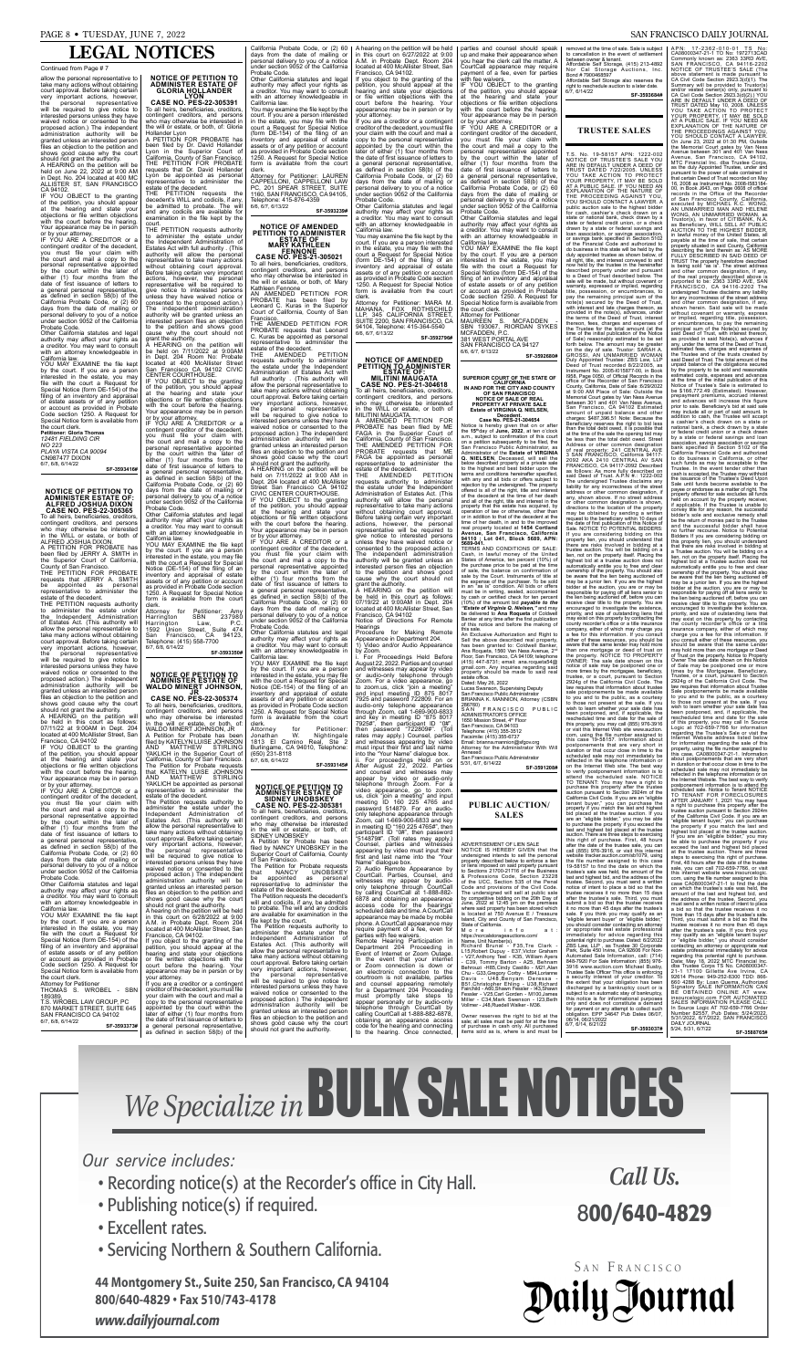# LEGAL NOTICES

Continued from Page # 7

allow the personal representative to take many actions without obtaining court approval. Before taking certain very important actions, however, the personal representative will be required to give notice to interested persons unless they have waived notice or consented to the proposed action.) The independent administration authority will be granted unless an interested person files an objection to the petition and shows good cause why the court should not grant the authority.

A HEARING on the petition will be held on June 22, 2022 at 9:00 AM in Dept. No. 204 located at 400 MC ALLISTER ST, San Francisco CA 94102.

IF YOU OBJECT to the granting of the petition, you should appear at the hearing and state your objections or file written objections with the court before the hearing. Your appearance may be in person or by your attorney.

IF YOU ARE A CREDITOR or a contingent creditor of the decedent, you must file your claim with the court and mail a copy to the personal representative appointed by the court within the later of either (1) four months from the date of first issuance of letters to a general personal representative, as defined in section 58(b) of the California Probate Code, or (2) 60 days from the date of mailing or personal delivery to you of a notice under section 9052 of the California Probate Code.

Other California statutes and legal authority may affect your rights as a creditor. You may want to consult with an attorney knowledgeable in California law.

YOU MAY EXAMINE the file kept by the court. If you are a person interested in the estate, you may file with the court a Request for Special Notice (form DE-154) of the filing of an inventory and appraisal of estate assets or of any petition or account as provided in Probate Code section 1250. A Request for Special Notice form is available from the court clerk.

Petitioner: Gloria Thomas
12491 FIELDING CIR
NO 223
PLAYA VISTA CA 90094
CN987477 DIXON
6/7, 6/8, 6/14/22

SF-3593416#

## NOTICE OF PETITION TO ADMINISTER ESTATE OF: ALFRED JOSHUA DIXON CASE NO. PES-22-305565

To all heirs, beneficiaries, creditors, contingent creditors, and persons who may otherwise be interested in the WILL or estate, or both of ALFRED JOSHUA DIXON.

A PETITION FOR PROBATE has been filed by JERRY A. SMITH in the Superior Court of California, County of San Francisco.

THE PETITION FOR PROBATE requests that JERRY A. SMITH be appointed as personal representative to administer the estate of the decedent.

THE PETITION requests authority to administer the estate under the Independent Administration of Estates Act. (This authority will allow the personal representative to take many actions without obtaining court approval. Before taking certain very important actions, however, the personal representative will be required to give notice to interested persons unless they have waived notice or consented to the proposed action.) The independent administration authority will be granted unless an interested person files an objection to the petition and shows good cause why the court should not grant the authority.

A HEARING on the petition will be held in this court as follows: 07/11/22 at 9:00AM in Dept. 204 located at 400 McAllister Street, San Francisco, CA 94102

IF YOU OBJECT to the granting of the petition, you should appear at the hearing and state your objections or file written objections with the court before the hearing. Your appearance may be in person or by your attorney.

IF YOU ARE A CREDITOR or a contingent creditor of the decedent, you must file your claim with the court and mail a copy to the personal representative appointed by the court within the later of either (1) four months from the date of first issuance of letters to a general personal representative, as defined in section 58(b) of the California Probate Code, or (2) 60 days from the date of mailing or personal delivery to you of a notice under section 9052 of the California Probate Code.

Other California statutes and legal authority may affect your rights as a creditor. You may want to consult with an attorney knowledgeable in California law.

YOU MAY EXAMINE the file kept by the court. If you are a person interested in the estate, you may file with the court a Request for Special Notice (form DE-154) of the filing of an inventory and appraisal of estate assets or of any petition or account as provided in Probate Code section 1250. A Request for Special Notice form is available from the court clerk.

Attorney for Petitioner
THOMAS S. WROBEL - SBN 189389
T.S. WROBEL LAW GROUP, PC
870 MARKET STREET, SUITE 645
SAN FRANCISCO CA 94102
6/7, 6/8, 6/14/22

SF-3593373#

## NOTICE OF PETITION TO ADMINISTER ESTATE OF GLORIA HOLLANDER LYON CASE NO. PES-22-305391

To all heirs, beneficiaries, creditors, contingent creditors, and persons who may otherwise be interested in the will or estate, or both, of Gloria Hollander Lyon

A PETITION FOR PROBATE has been filed by Dr. David Hollander Lyon in the Superior Court of California, County of San Francisco. THE PETITION FOR PROBATE requests that Dr. David Hollander Lyon be appointed as personal representative to administer the estate of the decedent.

THE PETITION requests the decedent's WILL and codicils, if any, be admitted to probate. The will and any codicils are available for examination in the file kept by the court.

THE PETITION requests authority to administer the estate under the Independent Administration of Estates Act with full authority . (This authority will allow the personal representative to take many actions without obtaining court approval. Before taking certain very important actions, however, the personal representative will be required to give notice to interested persons unless they have waived notice or consented to the proposed action.) The independent administration authority will be granted unless an interested person files an objection to the petition and shows good cause why the court should not grant the authority.

A HEARING on the petition will be held on 7/11/2022 at 9:00AM in Dept. 204 Room No: Probate located at 400 McAllister Street San Francisco CA 94102 CIVIC CENTER COURTHOUSE.

IF YOU OBJECT to the granting of the petition, you should appear at the hearing and state your objections or file written objections with the court before the hearing. Your appearance may be in person or by your attorney.

IF YOU ARE A CREDITOR or a contingent creditor of the decedent, you must file your claim with the court and mail a copy to the personal representative appointed by the court within the later of either (1) four months from the date of first issuance of letters to a general personal representative, as defined in section 58(b) of the California Probate Code, or (2) 60 days from the date of mailing or personal delivery to you of a notice under section 9052 of the California Probate Code.

Other California statutes and legal authority may affect your rights as a creditor. You may want to consult with an attorney knowledgeable in California law.

YOU MAY EXAMINE the file kept by the court. If you are a person interested in the estate, you may file with the court a Request for Special Notice (form DE-154) of the filing of an inventory and appraisal of estate assets or of any petition or account as provided in Probate Code section 1250. A Request for Special Notice form is available from the court clerk.

Attorney for Petitioner: Amy Harrington SBN 237980
Harrington Law, P.C.
1592 Union Street, Suite 474
San Francisco, CA 94123,
Telephone: (415) 558-7700
6/7, 6/8, 6/14/22

SF-3593350#

## NOTICE OF PETITION TO ADMINISTER ESTATE OF WALDO MINERT JOHNSON, JR CASE NO. PES-22-305374

To all heirs, beneficiaries, creditors, contingent creditors, and persons who may otherwise be interested in the will or estate, or both, of WALDO MINERT JOHNSON, JR

A Petition for Probate has been filed by KATELYN LUISE JOHNSON AND MATTHEW STIRLING YAKLICH in the Superior Court of California, County of San Francisco. The Petition for Probate requests that KATELYN LUISE JOHNSON AND MATTHEW STIRLING YAKLICH be appointed as personal representative to administer the estate of the decedent.

The Petition requests authority to administer the estate under the Independent Administration of Estates Act. (This authority will allow the personal representative to take many actions without obtaining court approval. Before taking certain very important actions, however, the personal representative will be required to give notice to interested persons unless they have waived notice or consented to the proposed action.) The independent administration authority will be granted unless an interested person files an objection to the petition and shows good cause why the court should not grant the authority.

A hearing on the petition will be held in this court on 6/28/2022 at 9:00 A.M. in Probate Dept. Room 204 located at 400 McAllister Street, San Francisco, CA 94102.

If you object to the granting of the petition, you should appear at the hearing and state your objections or file written objections with the court before the hearing. Your appearance may be in person or by your attorney.

If you are a creditor or a contingent creditor of the decedent, you must file your claim with the court and mail a copy to the personal representative appointed by the court within the later of either (1) four months from the date of first issuance of letters to a general personal representative, as defined in section 58(b) of the California Probate Code, or (2) 60 days from the date of mailing or personal delivery to you of a notice under section 9052 of the California Probate Code.

Other California statutes and legal authority may affect your rights as a creditor. You may want to consult with an attorney knowledgeable in California law.

You may examine the file kept by the court. If you are a person interested in the estate, you may file with the court a Request for Special Notice (form DE-154) of the filing of an inventory and appraisal of estate assets or of any petition or account as provided in Probate Code section 1250. A Request for Special Notice form is available from the court clerk.

Attorney for Petitioner: LAUREN CAPPELLONI, CAPPELLONI LAW PC, 201 SPEAR STREET, SUITE 1100, SAN FRANCISCO, CA 94105, Telephone: 415-876-4359
6/6, 6/7, 6/13/22

SF-3593239#

## NOTICE OF AMENDED PETITION TO ADMINISTER ESTATE OF MARY KATHLEEN FENNONE CASE NO. PES-21-305021

To all heirs, beneficiaries, creditors, contingent creditors, and persons who may otherwise be interested in the will or estate, or both, of: Mary Kathleen Fennone

An AMENDED PETITION FOR PROBATE has been filed by Cameron C. Kuras in the Superior Court of California, County of San Francisco.

THE AMENDED PETITION FOR PROBATE requests that Cameron C. Kuras be appointed as personal representative to administer the estate of the decedent.

THE AMENDED PETITION requests authority to administer the estate under the Independent Administration of Estates Act with full authority . (This authority will allow the personal representative to take many actions without obtaining court approval. Before taking certain very important actions, however, the personal representative will be required to give notice to interested persons unless they have waived notice or consented to the proposed action.) The independent administration authority will be granted unless an interested person files an objection to the petition and shows good cause why the court should not grant the authority.

A HEARING on the petition will be held on 7/11/2022 at 9:00 AM in Dept. 204 located at 400 McAllister Street San Francisco CA 94102 CIVIC CENTER COURTHOUSE.

IF YOU OBJECT to the granting of the petition, you should appear at the hearing and state your objections or file written objections with the court before the hearing. Your appearance may be in person or by your attorney.

IF YOU ARE A CREDITOR or a contingent creditor of the decedent, you must file your claim with the court and mail a copy to the personal representative appointed by the court within the later of either (1) four months from the date of first issuance of letters to a general personal representative, as defined in section 58(b) of the California Probate Code, or (2) 60 days from the date of mailing or personal delivery to you of a notice under section 9052 of the California Probate Code.

Other California statutes and legal authority may affect your rights as a creditor. You may want to consult with an attorney knowledgeable in California law.

YOU MAY EXAMINE the file kept by the court. If you are a person interested in the estate, you may file with the court a Request for Special Notice (form DE-154) of the filing of an inventory and appraisal of estate assets or of any petition or account as provided in Probate Code section 1250. A Request for Special Notice form is available from the court clerk.

Attorney for Petitioner: Jonathan W. Nightingale
1813 El Camino Real, Ste 2
Burlingame, CA 94010, Telephone: (650) 231-5118
6/7, 6/8, 6/14/22

SF-3593145#

## NOTICE OF PETITION TO ADMINISTER ESTATE OF SIDNEY UNOBSKEY CASE NO. PES-22-305381

To all heirs, beneficiaries, creditors, contingent creditors, and persons who may otherwise be interested in the will or estate, or both, of: SIDNEY UNOBSKEY.

A Petition for Probate has been filed by NANCY UNOBSKEY in the Superior Court of California, County of San Francisco.

The Petition for Probate requests that NANCY UNOBSKEY be appointed as personal representative to administer the estate of the decedent.

The Petition requests the decedent's will and codicils, if any, be admitted to probate. The will and any codicils are available for examination in the file kept by the court.

The Petition requests authority to administer the estate under the Independent Administration of Estates Act. (This authority will allow the personal representative to take many actions without obtaining court approval. Before taking certain very important actions, however, the personal representative will be required to give notice to interested persons unless they have waived notice or consented to the proposed action.) The independent administration authority will be granted unless an interested person files an objection to the petition and shows good cause why the court should not grant the authority.

A hearing on the petition will be held in this court on 6/27/2022 at 9:00 A.M. in Probate Dept. Room 204 located at 400 McAllister Street, San Francisco, CA 94102.

If you object to the granting of the petition, you should appear at the hearing and state your objections or file written objections with the court before the hearing. Your appearance may be in person or by your attorney.

If you are a creditor or a contingent creditor of the decedent, you must file your claim with the court and mail a copy to the personal representative appointed by the court within the later of either (1) four months from the date of first issuance of letters to a general personal representative, as defined in section 58(b) of the California Probate Code, or (2) 60 days from the date of mailing or personal delivery to you of a notice under section 9052 of the California Probate Code.

Other California statutes and legal authority may affect your rights as a creditor. You may want to consult with an attorney knowledgeable in California law.

You may examine the file kept by the court. If you are a person interested in the estate, you may file with the court a Request for Special Notice (form DE-154) of the filing of an inventory and appraisal of estate assets or of any petition or account as provided in Probate Code section 1250. A Request for Special Notice form is available from the court clerk.

Attorney for Petitioner: MARA M. MAHANA, FOX ROTHSCHILD LLP, 345 CALIFORNIA STREET, SUITE 2200, SAN FRANCISCO, CA 94104, Telephone: 415-364-5540
6/6, 6/7, 6/13/22

SF-3592796#

## NOTICE OF AMENDED PETITION TO ADMINISTER ESTATE OF MILITINI MAUGATA CASE NO. PES-21-304618

To all heirs, beneficiaries, creditors, contingent creditors, and persons who may otherwise be interested in the WILL or estate, or both of MILITINI MAUGATA.

A AMENDED PETITION FOR PROBATE has been filed by ME PAGA in the Superior Court of California, County of San Francisco.

THE AMENDED PETITION FOR PROBATE requests that ME PAGA be appointed as personal representative to administer the estate of the decedent.

THE AMENDED PETITION requests authority to administer the estate under the Independent Administration of Estates Act. (This authority will allow the personal representative to take many actions without obtaining court approval. Before taking certain very important actions, however, the personal representative will be required to give notice to interested persons unless they have waived notice or consented to the proposed action.) The independent administration authority will be granted unless an interested person files an objection to the petition and shows good cause why the court should not grant the authority.

A HEARING on the petition will be held in this court as follows: 07/19/22 at 9:00AM in Dept. 204 located at 400 McAllister Street, San Francisco, CA 94102

Notice of Directions For Remote Hearings

Procedure for Making Remote Appearance in Department 204.

1) Video and/or Audio Appearance by Zoom

i. For Proceedings Held Before August 22, 2022: Parties and counsel and witnesses may appear by video or audio-only telephone through Zoom. For a video appearance, go to zoom.us, click "join a meeting" and input meeting ID 875 8017 7925 and password 722809. For an audio-only telephone appearance through Zoom, call 1-669-900-6833 and key in meeting ID "875 8017 7925#", then participant ID "#", then password "722809#". (Toll rates may apply.) Counsel, parties and witnesses appearing by video must input their first and last name into the "Your Name" dialogue box.

ii. For Proceedings Held on or After August 22, 2022: Parties and counsel and witnesses may appear by video or audio-only telephone through Zoom. For a video appearance, go to zoom. us, click "join a meeting" and input meeting ID 160 225 4765 and password 514879. For an audio-only telephone appearance through Zoom, call 1-669-900-6833 and key in meeting ID "160 225 4765#", then participant ID "#", then password "514879#". (Toll rates may apply.) Counsel, parties and witnesses appearing by video must input their first and last name into the "Your Name" dialogue box.

2) Telephonic Remote Appearance by CourtCall. Parties, Counsel, and witnesses may appear by audio-only telephone through CourtCall by calling CourtCall at 1-888-882-6878 and obtaining an appearance access code for the hearings' scheduled date and time. A CourtCall appearance may be made by mobile phone. A CourtCall appearance may require payment of a fee, even for parties with fee waivers.

Remote Hearing Participation in Department 204 Proceeding in Event of Internet or Zoom Outage. In the event that your internet or Zoom connection is down or an electronic connection to the Department is not available, parties and counsel appearing remotely for a Department 204 Proceeding must promptly take steps to appear personally or by audio-only telephone through CourtCall by calling CourtCall at 1-888-882-6878, obtaining an appearance access code for the hearing and connecting to the hearing. Once connected, parties and counsel should speak up and make their appearance when you hear the clerk call the matter. A CourtCall appearance may require payment of a fee, even for parties with fee waivers.

IF YOU OBJECT to the granting of the petition, you should appear at the hearing and state your objections or file written objections with the court before the hearing. Your appearance may be in person or by your attorney.

IF YOU ARE A CREDITOR or a contingent creditor of the decedent, you must file your claim with the court and mail a copy to the personal representative appointed by the court within the later of either (1) four months from the date of first issuance of letters to a general personal representative, as defined in section 58(b) of the California Probate Code, or (2) 60 days from the date of mailing or personal delivery to you of a notice under section 9052 of the California Probate Code.

Other California statutes and legal authority may affect your rights as a creditor. You may want to consult with an attorney knowledgeable in California law.

YOU MAY EXAMINE the file kept by the court. If you are a person interested in the estate, you may file with the court a Request for Special Notice (form DE-154) of the filing of an inventory and appraisal of estate assets or of any petition or account as provided in Probate Code section 1250. A Request for Special Notice form is available from the court clerk.

Attorney for Petitioner
MAUREEN P. MCFADDEN - SBN 193087, RIORDAN SYKES MCFADDEN, P.C.
581 WEST PORTAL AVE
SAN FRANCISCO CA 94127
6/6, 6/7, 6/13/22

SF-3592680#

**SUPERIOR COURT OF THE STATE OF CALIFORNIA IN AND FOR THE CITY AND COUNTY OF SAN FRANCISCO NOTICE OF SALE OF REAL PROPERTY AT PRIVATE SALE Estate of VIRGINIA G. NIELSEN, Decedent Case No. PES-21-304654**

Notice is hereby given that on or after the **16th**day of **June, 2022**, at ten o'clock a.m., subject to confirmation of this court on a petition subsequently to be filed, the San Francisco Public Administrator, as Administrator of the **Estate of VIRGINIA G. NIELSEN**, Decedent, will sell the below described property at a private sale to the highest and best bidder upon the terms and conditions hereinafter specified, with any and all bids or offers subject to confirmation by the above-entitled court, all the right, title and interest of the decedent at the time of death and all of the right, title and interest in the property that the estate has acquired, by operation of law or otherwise, other than or in addition to that of the decedent at the time of death. The property is being offered for sale in its present "as is" condition. **The sale will be made "as is", subject to all liens and encumbrances, if any**, in the property located at **1454 Cortland Avenue, San Francisco, California 94110 Lot 041, Block 5689, APN: 5689-041.**

TERMS AND CONDITIONS OF SALE: Cash, in lawful money of the United States of America; ten percent (10%) of the purchase price to be paid at the time of sale, the balance on confirmation of sale by the Court. Instruments of title at the expense of the purchaser. To be sold "As Is", all conditions, liens or defects. All bids or offers must be in writing, sealed, accompanied by cash or certified check for ten percent (10%) of the amount bid **payable to the "Estate of Virginia G. Nielsen," and may be delivered to Ana Esquivel** at Coldwell Banker at any time after the first publication of this notice and before the making of the sale.

An Exclusive Authorization and Right to Sell the above described real property, has been granted to: Coldwell Banker, Ana Esquivel, 1560 Van Ness Avenue, 2nd Floor, San Francisco, CA 94109; telephone (415) 447-8731; email: ana.esquivel4@gmail.com. Any inquiries regarding said property should be made to said real estate broker.

Dated: May 26, 2022
Gene Swanson, Supervising Deputy
San Francisco Public Administrator
BRANNA K. MAMMON, Attorney (CSBN 286790)
SAN FRANCISCO PUBLIC ADMINISTRATOR
1650 Mission Street, 4th Floor
San Francisco, CA 94103-2426
Telephone: (415) 355-3512
Facsimile: (415) 355-3737
Email: branna.mammon@sfgov.org
Attorneys for Administrator With Will Annexed
San Francisco Public Administrator
5/31, 6/7, 6/14/22

SF-3591208#

# PUBLIC AUCTION/ SALES

ADVERTISEMENT OF LIEN SALE
NOTICE IS HEREBY GIVEN that the undersigned intends to sell the personal property described below to enforce a lien on items imposed on said property pursuant to Sections 21700-21716 of the Business & Professions Code, Section 2328 of the UCC, Section 535 of the Penal Code and provisions of the Civil Code. The undersigned will sell at public sale by competitive bidding on the 20th Day of June, 2022 at 12:45 pm on the premises where said property has been stored which is located at 785 Avenue E / Treasure Island City and County of San Francisco, State of California.

More info at: https://ncpublicauctions.com/
Name, Unit Numbers:
Richard Burnett - F35,The Clark - L13,Robert Dupuy - E37,Victor Graham - V27,Anthony Teel - K35, William Ayers - C39, Tommy Barton - A25, Behnam Behroozi -H65,Cindy Castillo - M21,Alan Chu - G33,Gregory Cody - M64,Lorraine Ducroz - L48,Berryum Danessa - B51,Christopher Ehling - J28,Richard Fanchild - A66,Shawn Fessler - K5,Shawn Fessler - V25,Carl Gorden - M100,James Miller - C34,Mark Swenson - I23,Beth Vollmer - J48,Ronald Walker - M36.

Owner reserves the right to bid at the sale. All sales must be paid for at the time of purchase in cash only. All purchased items sold as is, where is and must be removed at the time of sale. Sale is subject to cancellation in the event of settlement between owner & tenant.

Affordable Self Storage, (415) 213-4802 Nor Cal Storage Auctions, Inc. Bond # 7900466097

Affordable Self Storage also reserves the right to reschedule auction to a later date.
6/7, 6/14/22

SF-3593684#

# TRUSTEE SALES

T.S. No. 19-58157 APN: 1222-002 NOTICE OF TRUSTEE'S SALE YOU ARE IN DEFAULT UNDER A DEED OF TRUST DATED 7/22/2005. UNLESS YOU TAKE ACTION TO PROTECT YOUR PROPERTY, IT MAY BE SOLD AT A PUBLIC SALE. IF YOU NEED AN EXPLANATION OF THE NATURE OF THE PROCEEDING AGAINST YOU, YOU SHOULD CONTACT A LAWYER. A public auction sale to the highest bidder for cash, cashier's check drawn on a state or national bank, check drawn by a state or federal credit union, or a check drawn by a state or federal savings and loan association, or savings association, or savings bank specified in Section 5102 of the Financial Code and authorized to do business in this state will be held by the duly appointed trustee as shown below, of all right, title, and interest conveyed to and now held by the trustee in the hereinafter described property under and pursuant to a Deed of Trust described below. The sale will be made, but without covenant or warranty, expressed or implied, regarding title, possession, or encumbrances, to pay the remaining principal sum of the note(s) secured by the Deed of Trust, with interest and late charges thereon, as provided in the note(s), advances, under the terms of the Deed of Trust, interest thereon, fees, charges and expenses of the Trustee for the total amount (at the time of the initial publication of the Notice of Sale) reasonably estimated to be set forth below. The amount may be greater on the day of sale. Trustor: SARAH A. GROSSI, AN UNMARRIED WOMAN Duly Appointed Trustee: ZBS Law, LLP Deed of Trust recorded 8/2/2005, as Instrument No. 2005-I015877-00, in Book 1858, Page 0262, of Official Records in the office of the Recorder of San Francisco County, California, Date of Sale: 6/29/2022 at 9:00 AM Place of Sale: Outside the Memorial Court gates by Van Ness Avenue between 301 and 401 Van Ness Avenue, San Francisco, CA 94102 Estimated amount of unpaid balance and other charges: $497,396.51 Note: Because the Beneficiary reserves the right to bid less than the total debt owed, it is possible that at the time of the sale the opening bid may be less than the total debt owed. Street Address or other common designation of real property: 241 CENTRAL AVE SAN FRANCISCO, California 94117-3719 Described as follows: 241 CENTRAL AVE SAN FRANCISCO, CA 94117-2092 Described as follows: As more fully described on said Deed of Trust. A.P.N #.: 1222-002 The undersigned Trustee disclaims any liability for any incorrectness of the street address or other common designation, if any, shown above. If no street address or other common designation is shown, directions to the location of the property may be obtained by sending a written request to the beneficiary within 10 days of the date of first publication of this Notice of Sale. NOTICE TO POTENTIAL BIDDERS: If you are considering bidding on this property lien, you should understand that there are risks involved in bidding at a trustee auction. You will be bidding on a lien, not on the property itself. Placing the highest bid at a trustee auction does not automatically entitle you to free and clear ownership of the property. You should also be aware that the lien being auctioned off may be a junior lien. If you are the highest bidder at the auction, you are or may be responsible for paying off all liens senior to the lien being auctioned off, before you can receive clear title to the property. You are encouraged to investigate the existence, priority, and size of outstanding liens that may exist on this property by contacting the county recorder's office or a title insurance company, either of which may charge you a fee for this information. If you consult either of these resources, you should be aware that the same lender may hold more than one mortgage or deed of trust on the property. NOTICE TO PROPERTY OWNER: The sale date shown on this notice of sale may be postponed one or more times by the mortgagee, beneficiary, trustee, or a court, pursuant to Section 2924g of the California Civil Code. The law requires that information about trustee sale postponements be made available to you and to the public, as a courtesy to those not present at the sale. If you wish to learn whether your sale date has been postponed, and, if applicable, the rescheduled time and date for the sale of this property, you may call (800) 976-3916 or visit this Internet Web site www.auction.com, using the file number assigned to this case 19-58157. Information about postponements that are very short in duration or that occur close in time to the scheduled sale may not immediately be reflected in the telephone information or on the Internet Web site. The best way to verify postponement information is to attend the scheduled sale. NOTICE TO TENANT: You may have a right to purchase this property after the trustee auction pursuant to Section 2924m of the California Civil Code. If you are an "eligible tenant buyer," you can purchase the property if you match the last and highest bid placed at the trustee auction. If you are an "eligible bidder," you may be able to purchase the property if you exceed the last and highest bid placed at the trustee auction. There are three steps to exercising this right of purchase. First, 48 hours after the date of the trustee sale, you can call (800) 976-3916, or visit this internet website www.auction.com, using the file number assigned to this case 19-58157 to find the date on which the trustee's sale was held, the amount of the last and highest bid, and the address of the trustee. Second, you must send a written notice of intent to place a bid so that the trustee receives it no more than 15 days after the trustee's sale. Third, you must submit a bid so that the trustee receives it no more than 45 days after the trustee's sale. If you think you may qualify as an "eligible tenant buyer" or "eligible bidder," you should consider contacting an attorney or appropriate real estate professional immediately for advice regarding this potential right to purchase. Dated: 6/2/2022 ZBS Law, LLP, as Trustee 30 Corporate Park, Suite 450 Irvine, CA 92606 For Non-Automated Sale Information, call: (714) 848-7920 For Sale Information: (800) 976-3916 www.auction.com Michael Busby, Trustee Sale Officer This office is enforcing a security interest of your creditor. To the extent that your obligation has been discharged by a bankruptcy court or is subject to an automatic stay of bankruptcy, this notice is for informational purposes only and does not constitute a demand for payment or any attempt to collect such obligation. EPP 34647 Pub Dates 06/07, 06/14, 06/21/2022
6/7, 6/14, 6/21/22

SF-3593374#

APN: 17-2362-010-01 TS No: CA08000347-21-1 TO No: 197271-3CAD Commonly known as: 2363 33RD AVE, SAN FRANCISCO, CA 94116-2202 NOTICE OF TRUSTEE'S SALE (The above statement is made pursuant to CA Civil Code Section 2923.3(c)(1). The Summary will be provided to Trustor(s) and/or vested owner(s) only, pursuant to CA Civil Code Section 2923.3(c)(2).) YOU ARE IN DEFAULT UNDER A DEED OF TRUST DATED May 10, 2006. UNLESS YOU TAKE ACTION TO PROTECT YOUR PROPERTY, IT MAY BE SOLD AT A PUBLIC SALE. IF YOU NEED AN EXPLANATION OF THE NATURE OF THE PROCEEDINGS AGAINST YOU, YOU SHOULD CONTACT A LAWYER. On June 23, 2022 at 01:30 PM, Outside the Memorial Court gates by Van Ness Avenue between 301 and 401 Van Ness Avenue, San Francisco, CA 94102, MTC Financial Inc. dba Trustee Corps, as the duly Appointed Trustee, under and pursuant to the power of sale contained in that certain Deed of Trust recorded on May 16, 2006 as Instrument No. 2006-I183184-00, in Book J140, on Page 0058 of official records in the Office of the Recorder of San Francisco County, California, executed by MICHAEL C. WONG, AN UNMARRIED MAN AND HELENE WONG, AN UNMARRIED WOMAN, as Trustor(s), in favor of CITIBANK, N.A. as Beneficiary, WILL SELL AT PUBLIC AUCTION TO THE HIGHEST BIDDER, in lawful money of the United States, all payable at the time of sale, that certain property situated in said County, California describing the land therein as: AS MORE FULLY DESCRIBED IN SAID DEED OF TRUST The property heretofore described is being sold "as is". The street address and other common designation, if any, of the real property described above is purported to be: 2363 33RD AVE, SAN FRANCISCO, CA 94116-2202 The undersigned Trustee disclaims any liability for any incorrectness of the street address and other common designation, if any, shown herein. Said sale will be made without covenant or warranty, express or implied, regarding title, possession, or encumbrances, to pay the remaining principal sum of the Note(s) secured by said Deed of Trust, with interest thereon, as provided in said Note(s), advances if any, under the terms of the Deed of Trust, estimated fees, charges and expenses of the Trustee and of the trusts created by said Deed of Trust. The total amount of the unpaid balance of the obligations secured by the property to be sold and reasonable estimated costs, expenses and advances at the time of the initial publication of this Notice of Trustee's Sale is estimated to be $1,100,772.49 (Estimated). However, prepayment premiums, accrued interest and advances will increase this figure prior to sale. Beneficiary's bid at said sale may include all or part of said amount. In addition to cash, the Trustee will accept a cashier's check drawn on a state or national bank, a check drawn by a state or federal credit union or a check drawn by a state or federal savings and loan association, savings association or savings bank specified in Section 5102 of the California Financial Code and authorized to do business in California, or other such funds as may be acceptable to the Trustee. In the event tender other than cash is accepted, the Trustee may withhold the issuance of the Trustee's Deed Upon Sale until funds become available to the payee or endorsee as a matter of right. The property offered for sale excludes all funds held on account by the property receiver, if applicable. If the Trustee is unable to convey title for any reason, the successful bidder's sole and exclusive remedy shall be the return of monies paid to the Trustee and the successful bidder shall have no further recourse. Notice to Potential Bidders If you are considering bidding on this property lien, you should understand that there are risks involved in bidding at a Trustee auction. You will be bidding on a lien, not on the property itself. Placing the highest bid at a Trustee auction does not automatically entitle you to free and clear ownership of the property. You should also be aware that the lien being auctioned off may be a junior lien. If you are the highest bidder at the auction, you are or may be responsible for paying off all liens senior to the lien being auctioned off, before you can receive clear title to the property. You are encouraged to investigate the existence, priority, and size of outstanding liens that may exist on this property by contacting the county recorder's office or a title insurance company, either of which may charge you a fee for this information. If you consult either of these resources, you should be aware that the same Lender may hold more than one mortgage or Deed of Trust on the property. Notice to Property Owner The sale date shown on this Notice of Sale may be postponed one or more times by the Mortgagee, Beneficiary, Trustee, or a court, pursuant to Section 2924g of the California Civil Code. The law requires that information about Trustee Sale postponements be made available to you and to the public, as a courtesy to those not present at the sale. If you wish to learn whether your sale date has been postponed, and, if applicable, the rescheduled time and date for the sale of this property, you may call Nationwide Posting & Publication at 916.939.0772 for information regarding the Trustee's Sale or visit the Internet Website address listed below for information regarding the sale of this property, using the file number assigned to this case, CA08000347-21-1. Information about postponements that are very short in duration or that occur close in time to the scheduled sale may not immediately be reflected in the telephone information or on the Internet Website. The best way to verify postponement information is to attend the scheduled sale. NOTICE TO TENANT: NOTICE TO TENANT FOR FORECLOSURES AFTER JANUARY 1, 2021 You may have a right to purchase this property after the trustee auction pursuant to Section 2924m of the California Civil Code. If you are an "eligible tenant buyer," you can purchase the property if you match the last and highest bid placed at the trustee auction. If you are an "eligible bidder," you may be able to purchase the property if you exceed the last and highest bid placed at the trustee auction. There are three steps to exercising this right of purchase. First, 48 hours after the date of the trustee sale, you can call 916.939.0772, or visit this internet website www.insourcelogic.com, using the file number assigned to this case CA08000347-21-1 to find the date on which the trustee's sale was held, the amount of the last and highest bid, and the address of the trustee. Second, you must send a written notice of intent to place a bid so that the trustee receives it no more than 15 days after the trustee's sale. Third, you must submit a bid so that the trustee receives it no more than 45 days after the trustee's sale. If you think you may qualify as an "eligible tenant buyer" or "eligible bidder," you should consider contacting an attorney or appropriate real estate professional immediately for advice regarding this potential right to purchase. Date: May 18, 2022 MTC Financial Inc. dba Trustee Corps TS No. CA08000347-21-1 17100 Gillette Ave Irvine, CA 92614 Phone: 949-252-8300 TDD: 866-660-4288 By: Loan Quema, Authorized Signatory SALE INFORMATION CAN BE OBTAINED ONLINE AT www.insourcelogic.com FOR AUTOMATED SALES INFORMATION PLEASE CALL: In Source Logic AT 702-659-7766 Order Number 82557, Pub Dates: 5/24/2022, 5/31/2022, 6/7/2022, SAN FRANCISCO DAILY JOURNAL
5/24, 5/31, 6/7/22

SF-3588769#

*We Specialize in* **BULK SALE NOTICES**

*Our service includes:*

- Recording notice(s) at the Recorder's office in City Hall.
- Publishing notice(s) if required.
- Excellent rates.
- Servicing Northern & Southern California.

*Call Us.* **800/640-4829**

**44 Montgomery St., Suite 250, San Francisco, CA 94104**
**800/640-4829 • Fax 510/743-4178**
***www.dailyjournal.com***

San Francisco Daily Journal